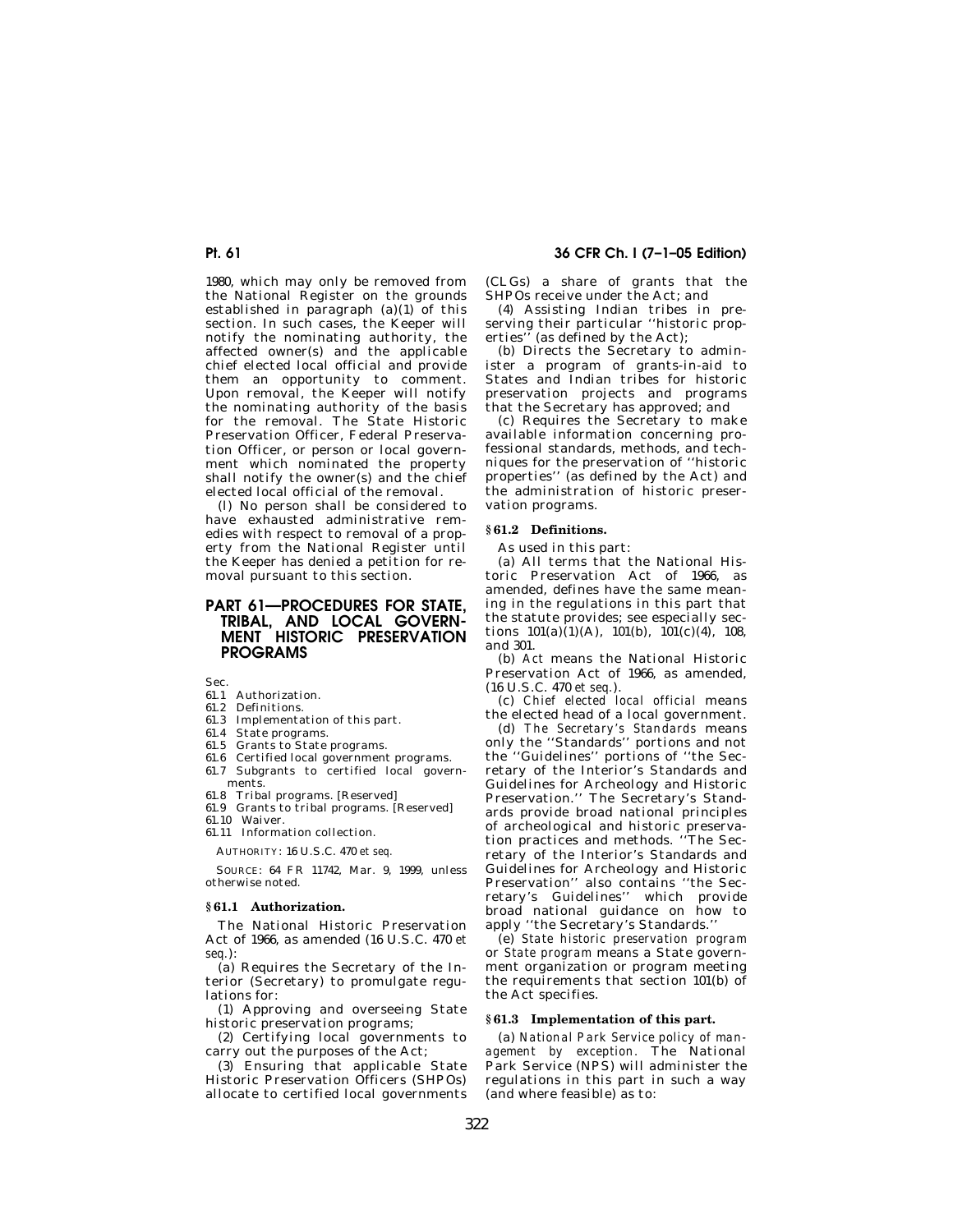1980, which may only be removed from the National Register on the grounds established in paragraph (a)(1) of this section. In such cases, the Keeper will notify the nominating authority, the affected owner(s) and the applicable chief elected local official and provide them an opportunity to comment. Upon removal, the Keeper will notify the nominating authority of the basis for the removal. The State Historic Preservation Officer, Federal Preservation Officer, or person or local government which nominated the property shall notify the owner(s) and the chief elected local official of the removal.

(l) No person shall be considered to have exhausted administrative remedies with respect to removal of a property from the National Register until the Keeper has denied a petition for removal pursuant to this section.

# PART 61—PROCEDURES FOR STATE, TRIBAL, AND LOCAL GOVERNMENT HISTORIC PRESERVATION PROGRAMS

Sec.
61.1 Authorization.
61.2 Definitions.
61.3 Implementation of this part.
61.4 State programs.
61.5 Grants to State programs.
61.6 Certified local government programs.
61.7 Subgrants to certified local governments.
61.8 Tribal programs. [Reserved]
61.9 Grants to tribal programs. [Reserved]
61.10 Waiver.
61.11 Information collection.

AUTHORITY: 16 U.S.C. 470 *et seq.*

SOURCE: 64 FR 11742, Mar. 9, 1999, unless otherwise noted.

## § 61.1 Authorization.

The National Historic Preservation Act of 1966, as amended (16 U.S.C. 470 *et seq.*):

(a) Requires the Secretary of the Interior (Secretary) to promulgate regulations for:

(1) Approving and overseeing State historic preservation programs;

(2) Certifying local governments to carry out the purposes of the Act;

(3) Ensuring that applicable State Historic Preservation Officers (SHPOs) allocate to certified local governments (CLGs) a share of grants that the SHPOs receive under the Act; and

(4) Assisting Indian tribes in preserving their particular ''historic properties'' (as defined by the Act);

(b) Directs the Secretary to administer a program of grants-in-aid to States and Indian tribes for historic preservation projects and programs that the Secretary has approved; and

(c) Requires the Secretary to make available information concerning professional standards, methods, and techniques for the preservation of ''historic properties'' (as defined by the Act) and the administration of historic preservation programs.

## § 61.2 Definitions.

As used in this part:

(a) All terms that the National Historic Preservation Act of 1966, as amended, defines have the same meaning in the regulations in this part that the statute provides; see especially sections 101(a)(1)(A), 101(b), 101(c)(4), 108, and 301.

(b) *Act* means the National Historic Preservation Act of 1966, as amended, (16 U.S.C. 470 *et seq.*).

(c) *Chief elected local official* means the elected head of a local government.

(d) *The Secretary's Standards* means only the ''Standards'' portions and not the ''Guidelines'' portions of ''the Secretary of the Interior's Standards and Guidelines for Archeology and Historic Preservation.'' The Secretary's Standards provide broad national principles of archeological and historic preservation practices and methods. ''The Secretary of the Interior's Standards and Guidelines for Archeology and Historic Preservation'' also contains ''the Secretary's Guidelines'' which provide broad national guidance on how to apply ''the Secretary's Standards.''

(e) *State historic preservation program* or *State program* means a State government organization or program meeting the requirements that section 101(b) of the Act specifies.

## § 61.3 Implementation of this part.

(a) *National Park Service policy of management by exception.* The National Park Service (NPS) will administer the regulations in this part in such a way (and where feasible) as to: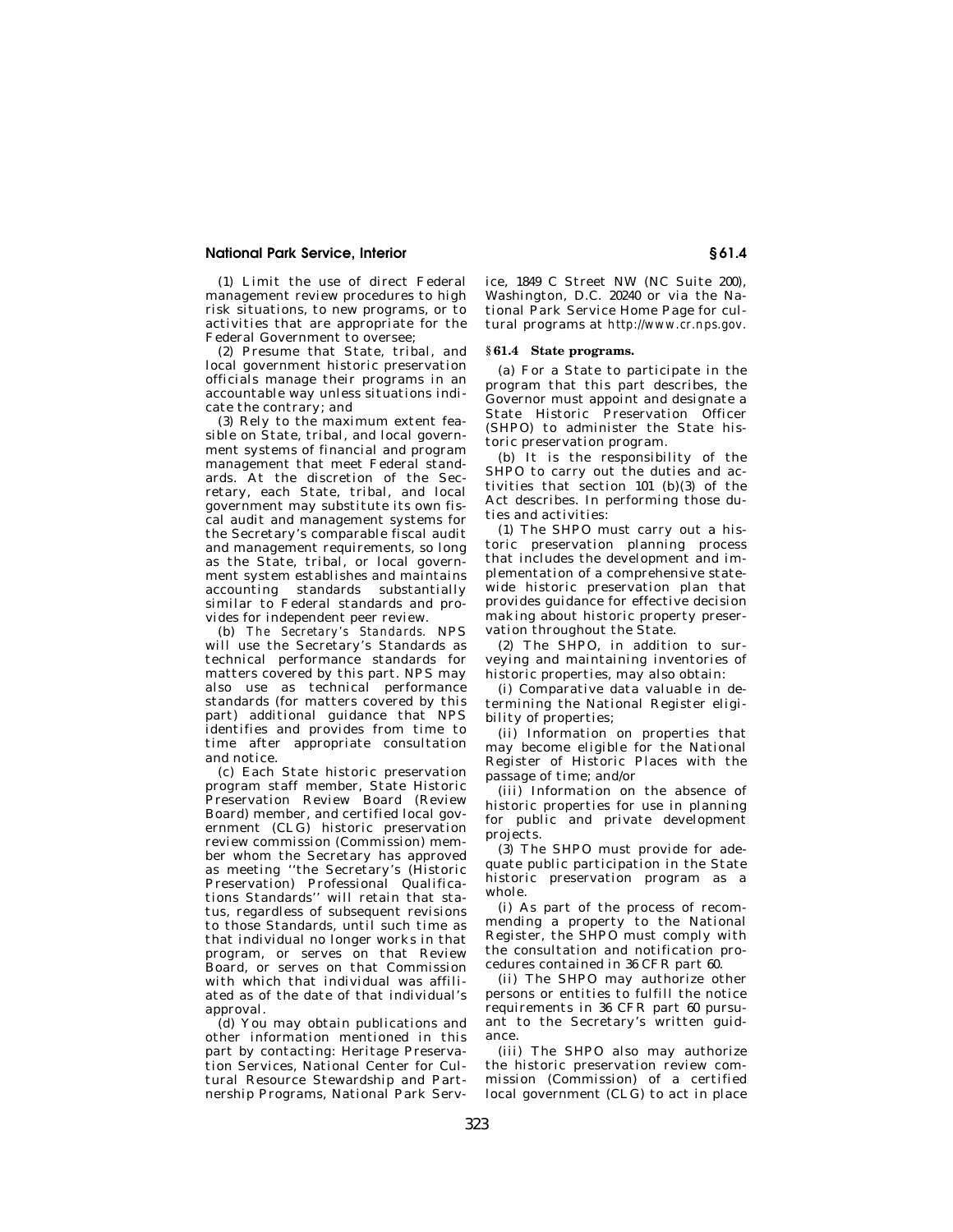(1) Limit the use of direct Federal management review procedures to high risk situations, to new programs, or to activities that are appropriate for the Federal Government to oversee;

(2) Presume that State, tribal, and local government historic preservation officials manage their programs in an accountable way unless situations indicate the contrary; and

(3) Rely to the maximum extent feasible on State, tribal, and local government systems of financial and program management that meet Federal standards. At the discretion of the Secretary, each State, tribal, and local government may substitute its own fiscal audit and management systems for the Secretary's comparable fiscal audit and management requirements, so long as the State, tribal, or local government system establishes and maintains accounting standards substantially similar to Federal standards and provides for independent peer review.

(b) *The Secretary's Standards.* NPS will use the Secretary's Standards as technical performance standards for matters covered by this part. NPS may also use as technical performance standards (for matters covered by this part) additional guidance that NPS identifies and provides from time to time after appropriate consultation and notice.

(c) Each State historic preservation program staff member, State Historic Preservation Review Board (Review Board) member, and certified local government (CLG) historic preservation review commission (Commission) member whom the Secretary has approved as meeting ''the Secretary's (Historic Preservation) Professional Qualifications Standards'' will retain that status, regardless of subsequent revisions to those Standards, until such time as that individual no longer works in that program, or serves on that Review Board, or serves on that Commission with which that individual was affiliated as of the date of that individual's approval.

(d) You may obtain publications and other information mentioned in this part by contacting: Heritage Preservation Services, National Center for Cultural Resource Stewardship and Partnership Programs, National Park Service, 1849 C Street NW (NC Suite 200), Washington, D.C. 20240 or via the National Park Service Home Page for cultural programs at *http://www.cr.nps.gov.*

### § 61.4 State programs.

(a) For a State to participate in the program that this part describes, the Governor must appoint and designate a State Historic Preservation Officer (SHPO) to administer the State historic preservation program.

(b) It is the responsibility of the SHPO to carry out the duties and activities that section 101 (b)(3) of the Act describes. In performing those duties and activities:

(1) The SHPO must carry out a historic preservation planning process that includes the development and implementation of a comprehensive statewide historic preservation plan that provides guidance for effective decision making about historic property preservation throughout the State.

(2) The SHPO, in addition to surveying and maintaining inventories of historic properties, may also obtain:

(i) Comparative data valuable in determining the National Register eligibility of properties;

(ii) Information on properties that may become eligible for the National Register of Historic Places with the passage of time; and/or

(iii) Information on the absence of historic properties for use in planning for public and private development projects.

(3) The SHPO must provide for adequate public participation in the State historic preservation program as a whole.

(i) As part of the process of recommending a property to the National Register, the SHPO must comply with the consultation and notification procedures contained in 36 CFR part 60.

(ii) The SHPO may authorize other persons or entities to fulfill the notice requirements in 36 CFR part 60 pursuant to the Secretary's written guidance.

(iii) The SHPO also may authorize the historic preservation review commission (Commission) of a certified local government (CLG) to act in place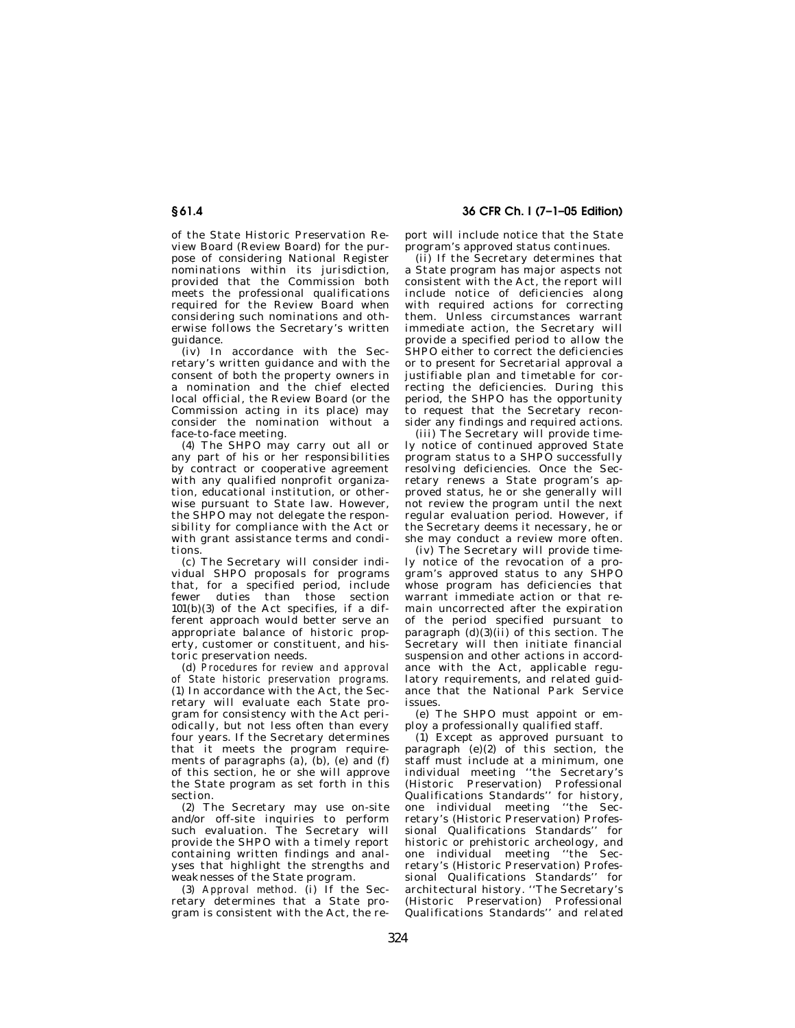of the State Historic Preservation Review Board (Review Board) for the purpose of considering National Register nominations within its jurisdiction, provided that the Commission both meets the professional qualifications required for the Review Board when considering such nominations and otherwise follows the Secretary's written guidance.

(iv) In accordance with the Secretary's written guidance and with the consent of both the property owners in a nomination and the chief elected local official, the Review Board (or the Commission acting in its place) may consider the nomination without a face-to-face meeting.

(4) The SHPO may carry out all or any part of his or her responsibilities by contract or cooperative agreement with any qualified nonprofit organization, educational institution, or otherwise pursuant to State law. However, the SHPO may not delegate the responsibility for compliance with the Act or with grant assistance terms and conditions.

(c) The Secretary will consider individual SHPO proposals for programs that, for a specified period, include fewer duties than those section 101(b)(3) of the Act specifies, if a different approach would better serve an appropriate balance of historic property, customer or constituent, and historic preservation needs.

(d) *Procedures for review and approval of State historic preservation programs.* (1) In accordance with the Act, the Secretary will evaluate each State program for consistency with the Act periodically, but not less often than every four years. If the Secretary determines that it meets the program requirements of paragraphs (a), (b), (e) and (f) of this section, he or she will approve the State program as set forth in this section.

(2) The Secretary may use on-site and/or off-site inquiries to perform such evaluation. The Secretary will provide the SHPO with a timely report containing written findings and analyses that highlight the strengths and weaknesses of the State program.

(3) *Approval method.* (i) If the Secretary determines that a State program is consistent with the Act, the report will include notice that the State program's approved status continues.

(ii) If the Secretary determines that a State program has major aspects not consistent with the Act, the report will include notice of deficiencies along with required actions for correcting them. Unless circumstances warrant immediate action, the Secretary will provide a specified period to allow the SHPO either to correct the deficiencies or to present for Secretarial approval a justifiable plan and timetable for correcting the deficiencies. During this period, the SHPO has the opportunity to request that the Secretary reconsider any findings and required actions.

(iii) The Secretary will provide timely notice of continued approved State program status to a SHPO successfully resolving deficiencies. Once the Secretary renews a State program's approved status, he or she generally will not review the program until the next regular evaluation period. However, if the Secretary deems it necessary, he or she may conduct a review more often.

(iv) The Secretary will provide timely notice of the revocation of a program's approved status to any SHPO whose program has deficiencies that warrant immediate action or that remain uncorrected after the expiration of the period specified pursuant to paragraph (d)(3)(ii) of this section. The Secretary will then initiate financial suspension and other actions in accordance with the Act, applicable regulatory requirements, and related guidance that the National Park Service issues.

(e) The SHPO must appoint or employ a professionally qualified staff.

(1) Except as approved pursuant to paragraph (e)(2) of this section, the staff must include at a minimum, one individual meeting ''the Secretary's (Historic Preservation) Professional Qualifications Standards'' for history, one individual meeting ''the Secretary's (Historic Preservation) Professional Qualifications Standards'' for historic or prehistoric archeology, and one individual meeting ''the Secretary's (Historic Preservation) Professional Qualifications Standards'' for architectural history. ''The Secretary's (Historic Preservation) Professional Qualifications Standards'' and related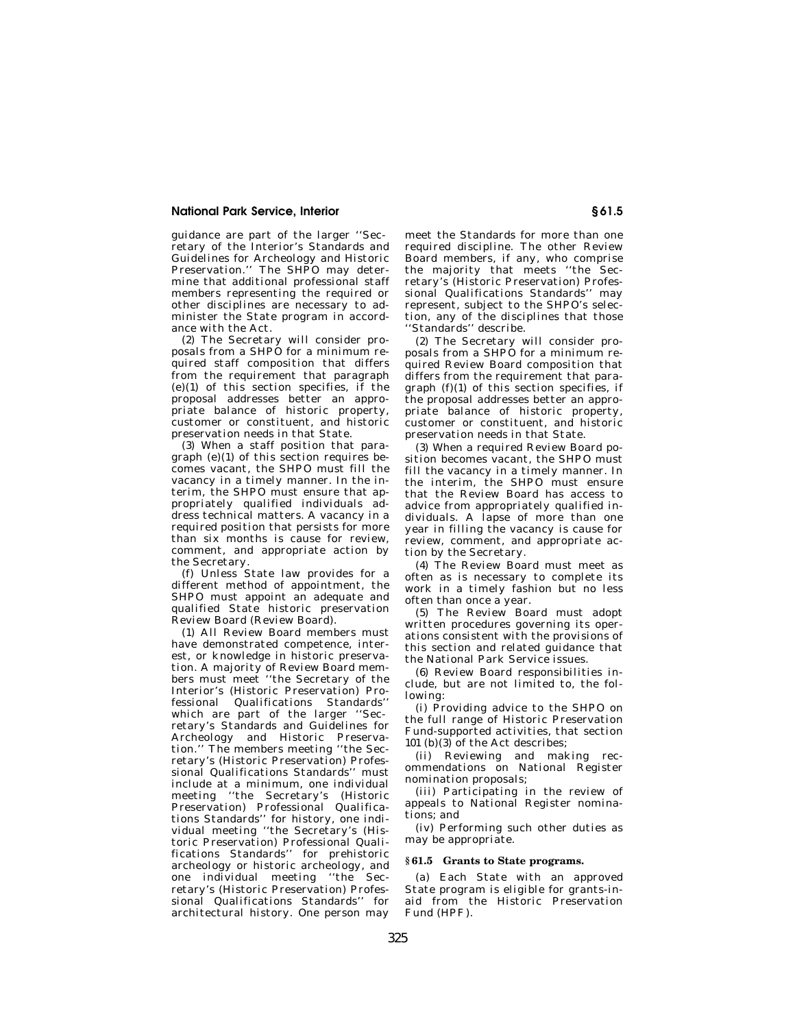guidance are part of the larger ''Secretary of the Interior's Standards and Guidelines for Archeology and Historic Preservation.'' The SHPO may determine that additional professional staff members representing the required or other disciplines are necessary to administer the State program in accordance with the Act.

(2) The Secretary will consider proposals from a SHPO for a minimum required staff composition that differs from the requirement that paragraph (e)(1) of this section specifies, if the proposal addresses better an appropriate balance of historic property, customer or constituent, and historic preservation needs in that State.

(3) When a staff position that paragraph (e)(1) of this section requires becomes vacant, the SHPO must fill the vacancy in a timely manner. In the interim, the SHPO must ensure that appropriately qualified individuals address technical matters. A vacancy in a required position that persists for more than six months is cause for review, comment, and appropriate action by the Secretary.

(f) Unless State law provides for a different method of appointment, the SHPO must appoint an adequate and qualified State historic preservation Review Board (Review Board).

(1) All Review Board members must have demonstrated competence, interest, or knowledge in historic preservation. A majority of Review Board members must meet ''the Secretary of the Interior's (Historic Preservation) Professional Qualifications Standards'' which are part of the larger ''Secretary's Standards and Guidelines for Archeology and Historic Preservation.'' The members meeting ''the Secretary's (Historic Preservation) Professional Qualifications Standards'' must include at a minimum, one individual meeting ''the Secretary's (Historic Preservation) Professional Qualifications Standards'' for history, one individual meeting ''the Secretary's (Historic Preservation) Professional Qualifications Standards'' for prehistoric archeology or historic archeology, and one individual meeting ''the Secretary's (Historic Preservation) Professional Qualifications Standards'' for architectural history. One person may meet the Standards for more than one required discipline. The other Review Board members, if any, who comprise the majority that meets ''the Secretary's (Historic Preservation) Professional Qualifications Standards'' may represent, subject to the SHPO's selection, any of the disciplines that those ''Standards'' describe.

(2) The Secretary will consider proposals from a SHPO for a minimum required Review Board composition that differs from the requirement that paragraph (f)(1) of this section specifies, if the proposal addresses better an appropriate balance of historic property, customer or constituent, and historic preservation needs in that State.

(3) When a required Review Board position becomes vacant, the SHPO must fill the vacancy in a timely manner. In the interim, the SHPO must ensure that the Review Board has access to advice from appropriately qualified individuals. A lapse of more than one year in filling the vacancy is cause for review, comment, and appropriate action by the Secretary.

(4) The Review Board must meet as often as is necessary to complete its work in a timely fashion but no less often than once a year.

(5) The Review Board must adopt written procedures governing its operations consistent with the provisions of this section and related guidance that the National Park Service issues.

(6) Review Board responsibilities include, but are not limited to, the following:

(i) Providing advice to the SHPO on the full range of Historic Preservation Fund-supported activities, that section 101 (b)(3) of the Act describes;

(ii) Reviewing and making recommendations on National Register nomination proposals;

(iii) Participating in the review of appeals to National Register nominations; and

(iv) Performing such other duties as may be appropriate.

## § 61.5 Grants to State programs.

(a) Each State with an approved State program is eligible for grants-in-aid from the Historic Preservation Fund (HPF).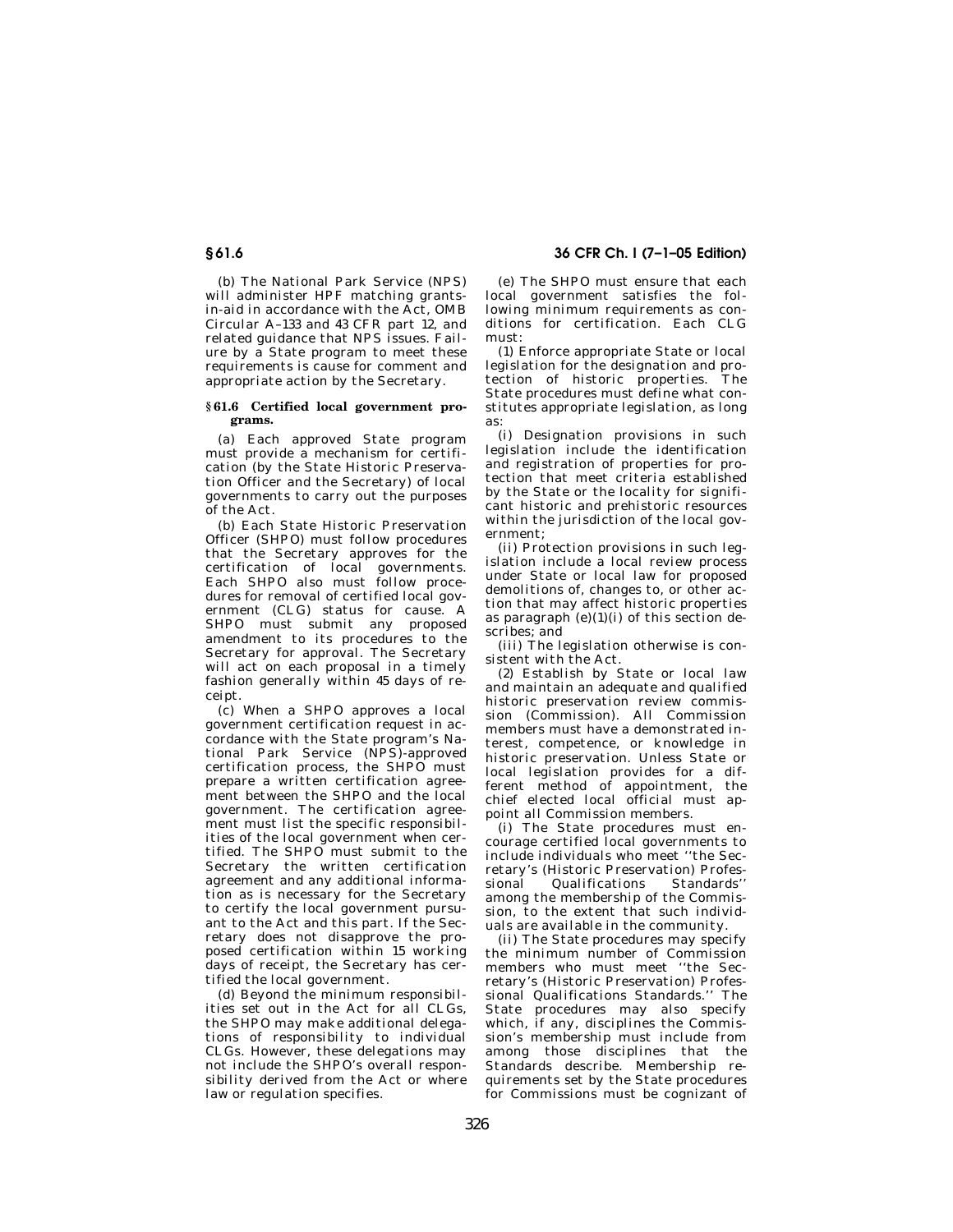(b) The National Park Service (NPS) will administer HPF matching grants-in-aid in accordance with the Act, OMB Circular A–133 and 43 CFR part 12, and related guidance that NPS issues. Failure by a State program to meet these requirements is cause for comment and appropriate action by the Secretary.

### § 61.6 Certified local government programs.

(a) Each approved State program must provide a mechanism for certification (by the State Historic Preservation Officer and the Secretary) of local governments to carry out the purposes of the Act.

(b) Each State Historic Preservation Officer (SHPO) must follow procedures that the Secretary approves for the certification of local governments. Each SHPO also must follow procedures for removal of certified local government (CLG) status for cause. A SHPO must submit any proposed amendment to its procedures to the Secretary for approval. The Secretary will act on each proposal in a timely fashion generally within 45 days of receipt.

(c) When a SHPO approves a local government certification request in accordance with the State program's National Park Service (NPS)-approved certification process, the SHPO must prepare a written certification agreement between the SHPO and the local government. The certification agreement must list the specific responsibilities of the local government when certified. The SHPO must submit to the Secretary the written certification agreement and any additional information as is necessary for the Secretary to certify the local government pursuant to the Act and this part. If the Secretary does not disapprove the proposed certification within 15 working days of receipt, the Secretary has certified the local government.

(d) Beyond the minimum responsibilities set out in the Act for all CLGs, the SHPO may make additional delegations of responsibility to individual CLGs. However, these delegations may not include the SHPO's overall responsibility derived from the Act or where law or regulation specifies.

(e) The SHPO must ensure that each local government satisfies the following minimum requirements as conditions for certification. Each CLG must:

(1) Enforce appropriate State or local legislation for the designation and protection of historic properties. The State procedures must define what constitutes appropriate legislation, as long as:

(i) Designation provisions in such legislation include the identification and registration of properties for protection that meet criteria established by the State or the locality for significant historic and prehistoric resources within the jurisdiction of the local government;

(ii) Protection provisions in such legislation include a local review process under State or local law for proposed demolitions of, changes to, or other action that may affect historic properties as paragraph (e)(1)(i) of this section describes; and

(iii) The legislation otherwise is consistent with the Act.

(2) Establish by State or local law and maintain an adequate and qualified historic preservation review commission (Commission). All Commission members must have a demonstrated interest, competence, or knowledge in historic preservation. Unless State or local legislation provides for a different method of appointment, the chief elected local official must appoint all Commission members.

(i) The State procedures must encourage certified local governments to include individuals who meet "the Secretary's (Historic Preservation) Professional Qualifications Standards" among the membership of the Commission, to the extent that such individuals are available in the community.

(ii) The State procedures may specify the minimum number of Commission members who must meet "the Secretary's (Historic Preservation) Professional Qualifications Standards." The State procedures may also specify which, if any, disciplines the Commission's membership must include from among those disciplines that the Standards describe. Membership requirements set by the State procedures for Commissions must be cognizant of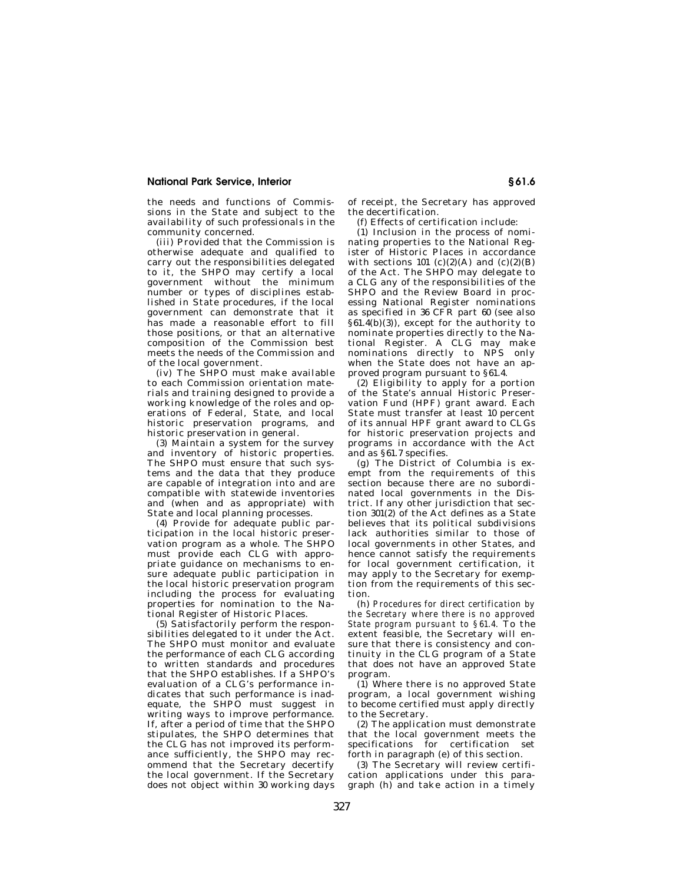the needs and functions of Commissions in the State and subject to the availability of such professionals in the community concerned.

(iii) Provided that the Commission is otherwise adequate and qualified to carry out the responsibilities delegated to it, the SHPO may certify a local government without the minimum number or types of disciplines established in State procedures, if the local government can demonstrate that it has made a reasonable effort to fill those positions, or that an alternative composition of the Commission best meets the needs of the Commission and of the local government.

(iv) The SHPO must make available to each Commission orientation materials and training designed to provide a working knowledge of the roles and operations of Federal, State, and local historic preservation programs, and historic preservation in general.

(3) Maintain a system for the survey and inventory of historic properties. The SHPO must ensure that such systems and the data that they produce are capable of integration into and are compatible with statewide inventories and (when and as appropriate) with State and local planning processes.

(4) Provide for adequate public participation in the local historic preservation program as a whole. The SHPO must provide each CLG with appropriate guidance on mechanisms to ensure adequate public participation in the local historic preservation program including the process for evaluating properties for nomination to the National Register of Historic Places.

(5) Satisfactorily perform the responsibilities delegated to it under the Act. The SHPO must monitor and evaluate the performance of each CLG according to written standards and procedures that the SHPO establishes. If a SHPO's evaluation of a CLG's performance indicates that such performance is inadequate, the SHPO must suggest in writing ways to improve performance. If, after a period of time that the SHPO stipulates, the SHPO determines that the CLG has not improved its performance sufficiently, the SHPO may recommend that the Secretary decertify the local government. If the Secretary does not object within 30 working days of receipt, the Secretary has approved the decertification.

(f) Effects of certification include:

(1) Inclusion in the process of nominating properties to the National Register of Historic Places in accordance with sections 101 (c)(2)(A) and (c)(2)(B) of the Act. The SHPO may delegate to a CLG any of the responsibilities of the SHPO and the Review Board in processing National Register nominations as specified in 36 CFR part 60 (see also §61.4(b)(3)), except for the authority to nominate properties directly to the National Register. A CLG may make nominations directly to NPS only when the State does not have an approved program pursuant to §61.4.

(2) Eligibility to apply for a portion of the State's annual Historic Preservation Fund (HPF) grant award. Each State must transfer at least 10 percent of its annual HPF grant award to CLGs for historic preservation projects and programs in accordance with the Act and as §61.7 specifies.

(g) The District of Columbia is exempt from the requirements of this section because there are no subordinated local governments in the District. If any other jurisdiction that section 301(2) of the Act defines as a State believes that its political subdivisions lack authorities similar to those of local governments in other States, and hence cannot satisfy the requirements for local government certification, it may apply to the Secretary for exemption from the requirements of this section.

(h) *Procedures for direct certification by the Secretary where there is no approved State program pursuant to §61.4.* To the extent feasible, the Secretary will ensure that there is consistency and continuity in the CLG program of a State that does not have an approved State program.

(1) Where there is no approved State program, a local government wishing to become certified must apply directly to the Secretary.

(2) The application must demonstrate that the local government meets the specifications for certification set forth in paragraph (e) of this section.

(3) The Secretary will review certification applications under this paragraph (h) and take action in a timely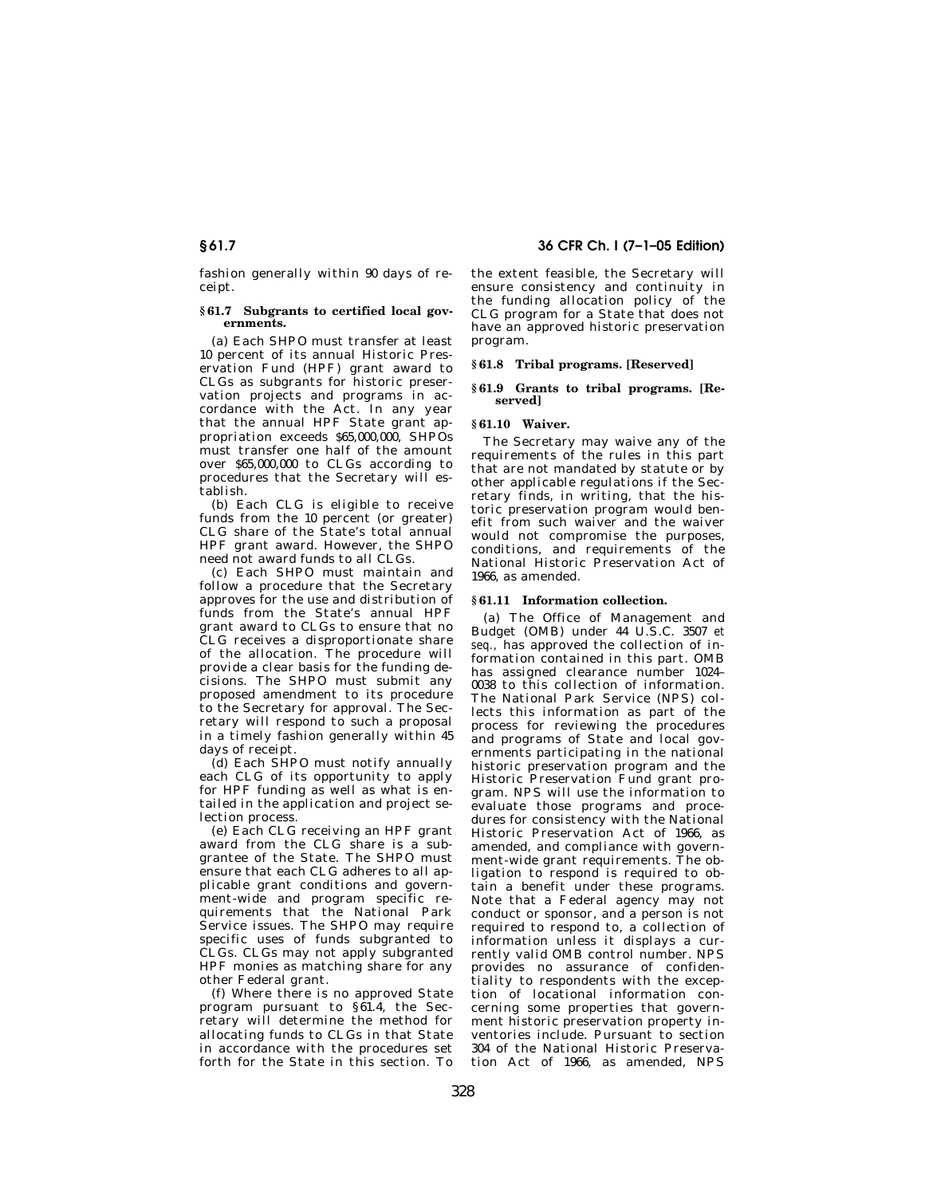fashion generally within 90 days of receipt.

**§ 61.7 Subgrants to certified local governments.**

(a) Each SHPO must transfer at least 10 percent of its annual Historic Preservation Fund (HPF) grant award to CLGs as subgrants for historic preservation projects and programs in accordance with the Act. In any year that the annual HPF State grant appropriation exceeds $65,000,000, SHPOs must transfer one half of the amount over $65,000,000 to CLGs according to procedures that the Secretary will establish.

(b) Each CLG is eligible to receive funds from the 10 percent (or greater) CLG share of the State's total annual HPF grant award. However, the SHPO need not award funds to all CLGs.

(c) Each SHPO must maintain and follow a procedure that the Secretary approves for the use and distribution of funds from the State's annual HPF grant award to CLGs to ensure that no CLG receives a disproportionate share of the allocation. The procedure will provide a clear basis for the funding decisions. The SHPO must submit any proposed amendment to its procedure to the Secretary for approval. The Secretary will respond to such a proposal in a timely fashion generally within 45 days of receipt.

(d) Each SHPO must notify annually each CLG of its opportunity to apply for HPF funding as well as what is entailed in the application and project selection process.

(e) Each CLG receiving an HPF grant award from the CLG share is a subgrantee of the State. The SHPO must ensure that each CLG adheres to all applicable grant conditions and government-wide and program specific requirements that the National Park Service issues. The SHPO may require specific uses of funds subgranted to CLGs. CLGs may not apply subgranted HPF monies as matching share for any other Federal grant.

(f) Where there is no approved State program pursuant to § 61.4, the Secretary will determine the method for allocating funds to CLGs in that State in accordance with the procedures set forth for the State in this section. To the extent feasible, the Secretary will ensure consistency and continuity in the funding allocation policy of the CLG program for a State that does not have an approved historic preservation program.

**§ 61.8 Tribal programs. [Reserved]**

**§ 61.9 Grants to tribal programs. [Reserved]**

**§ 61.10 Waiver.**

The Secretary may waive any of the requirements of the rules in this part that are not mandated by statute or by other applicable regulations if the Secretary finds, in writing, that the historic preservation program would benefit from such waiver and the waiver would not compromise the purposes, conditions, and requirements of the National Historic Preservation Act of 1966, as amended.

**§ 61.11 Information collection.**

(a) The Office of Management and Budget (OMB) under 44 U.S.C. 3507 *et seq.*, has approved the collection of information contained in this part. OMB has assigned clearance number 1024–0038 to this collection of information. The National Park Service (NPS) collects this information as part of the process for reviewing the procedures and programs of State and local governments participating in the national historic preservation program and the Historic Preservation Fund grant program. NPS will use the information to evaluate those programs and procedures for consistency with the National Historic Preservation Act of 1966, as amended, and compliance with government-wide grant requirements. The obligation to respond is required to obtain a benefit under these programs. Note that a Federal agency may not conduct or sponsor, and a person is not required to respond to, a collection of information unless it displays a currently valid OMB control number. NPS provides no assurance of confidentiality to respondents with the exception of locational information concerning some properties that government historic preservation property inventories include. Pursuant to section 304 of the National Historic Preservation Act of 1966, as amended, NPS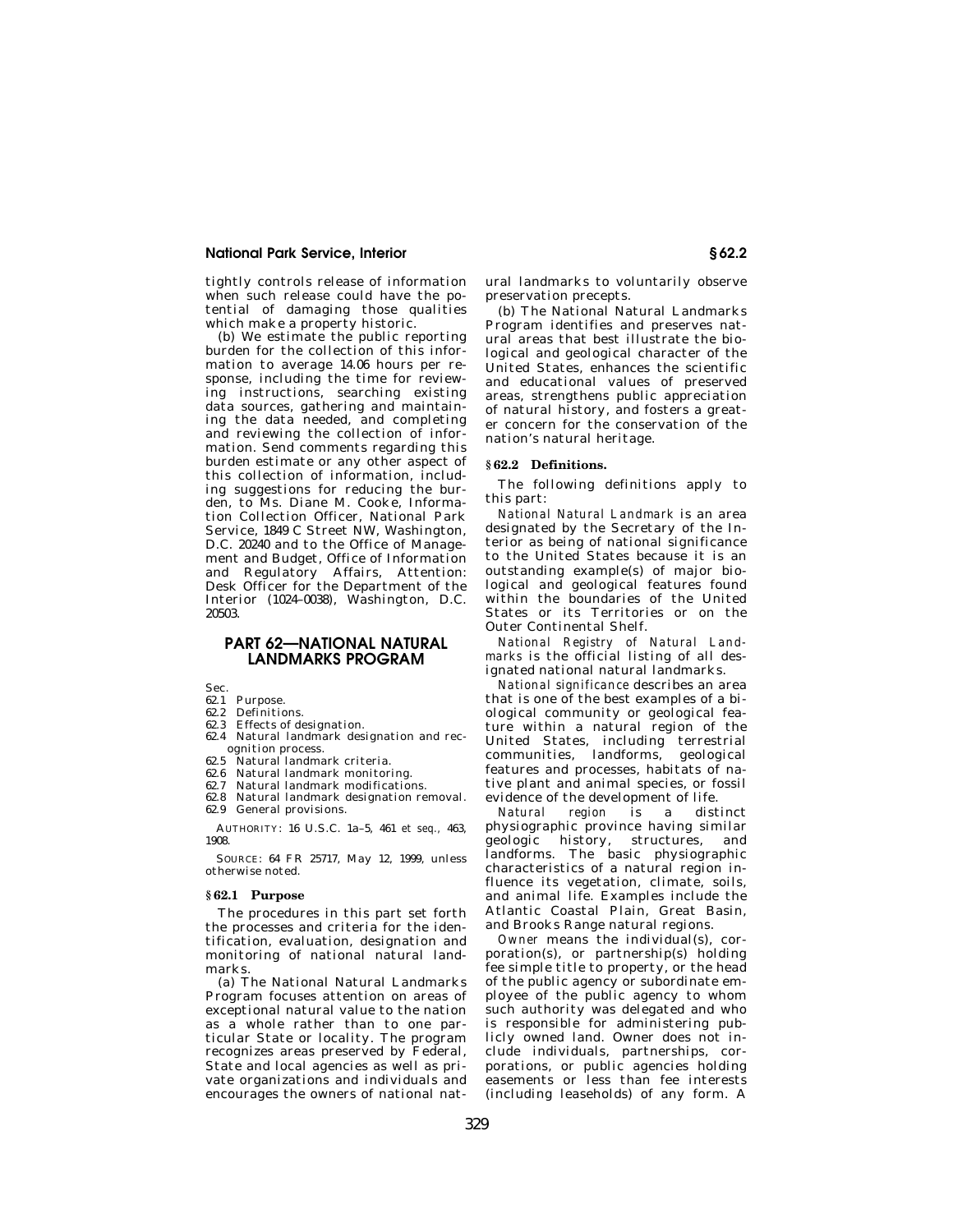tightly controls release of information when such release could have the potential of damaging those qualities which make a property historic.

(b) We estimate the public reporting burden for the collection of this information to average 14.06 hours per response, including the time for reviewing instructions, searching existing data sources, gathering and maintaining the data needed, and completing and reviewing the collection of information. Send comments regarding this burden estimate or any other aspect of this collection of information, including suggestions for reducing the burden, to Ms. Diane M. Cooke, Information Collection Officer, National Park Service, 1849 C Street NW, Washington, D.C. 20240 and to the Office of Management and Budget, Office of Information and Regulatory Affairs, Attention: Desk Officer for the Department of the Interior (1024–0038), Washington, D.C. 20503.

## PART 62—NATIONAL NATURAL LANDMARKS PROGRAM

Sec.
62.1 Purpose.
62.2 Definitions.
62.3 Effects of designation.
62.4 Natural landmark designation and recognition process.
62.5 Natural landmark criteria.
62.6 Natural landmark monitoring.
62.7 Natural landmark modifications.
62.8 Natural landmark designation removal.
62.9 General provisions.

AUTHORITY: 16 U.S.C. 1a–5, 461 *et seq.,* 463, 1908.

SOURCE: 64 FR 25717, May 12, 1999, unless otherwise noted.

### § 62.1 Purpose

The procedures in this part set forth the processes and criteria for the identification, evaluation, designation and monitoring of national natural landmarks.

(a) The National Natural Landmarks Program focuses attention on areas of exceptional natural value to the nation as a whole rather than to one particular State or locality. The program recognizes areas preserved by Federal, State and local agencies as well as private organizations and individuals and encourages the owners of national natural landmarks to voluntarily observe preservation precepts.

(b) The National Natural Landmarks Program identifies and preserves natural areas that best illustrate the biological and geological character of the United States, enhances the scientific and educational values of preserved areas, strengthens public appreciation of natural history, and fosters a greater concern for the conservation of the nation's natural heritage.

### § 62.2 Definitions.

The following definitions apply to this part:

*National Natural Landmark* is an area designated by the Secretary of the Interior as being of national significance to the United States because it is an outstanding example(s) of major biological and geological features found within the boundaries of the United States or its Territories or on the Outer Continental Shelf.

*National Registry of Natural Landmarks* is the official listing of all designated national natural landmarks.

*National significance* describes an area that is one of the best examples of a biological community or geological feature within a natural region of the United States, including terrestrial communities, landforms, geological features and processes, habitats of native plant and animal species, or fossil evidence of the development of life.

*Natural region* is a distinct physiographic province having similar geologic history, structures, and landforms. The basic physiographic characteristics of a natural region influence its vegetation, climate, soils, and animal life. Examples include the Atlantic Coastal Plain, Great Basin, and Brooks Range natural regions.

*Owner* means the individual(s), corporation(s), or partnership(s) holding fee simple title to property, or the head of the public agency or subordinate employee of the public agency to whom such authority was delegated and who is responsible for administering publicly owned land. Owner does not include individuals, partnerships, corporations, or public agencies holding easements or less than fee interests (including leaseholds) of any form. A